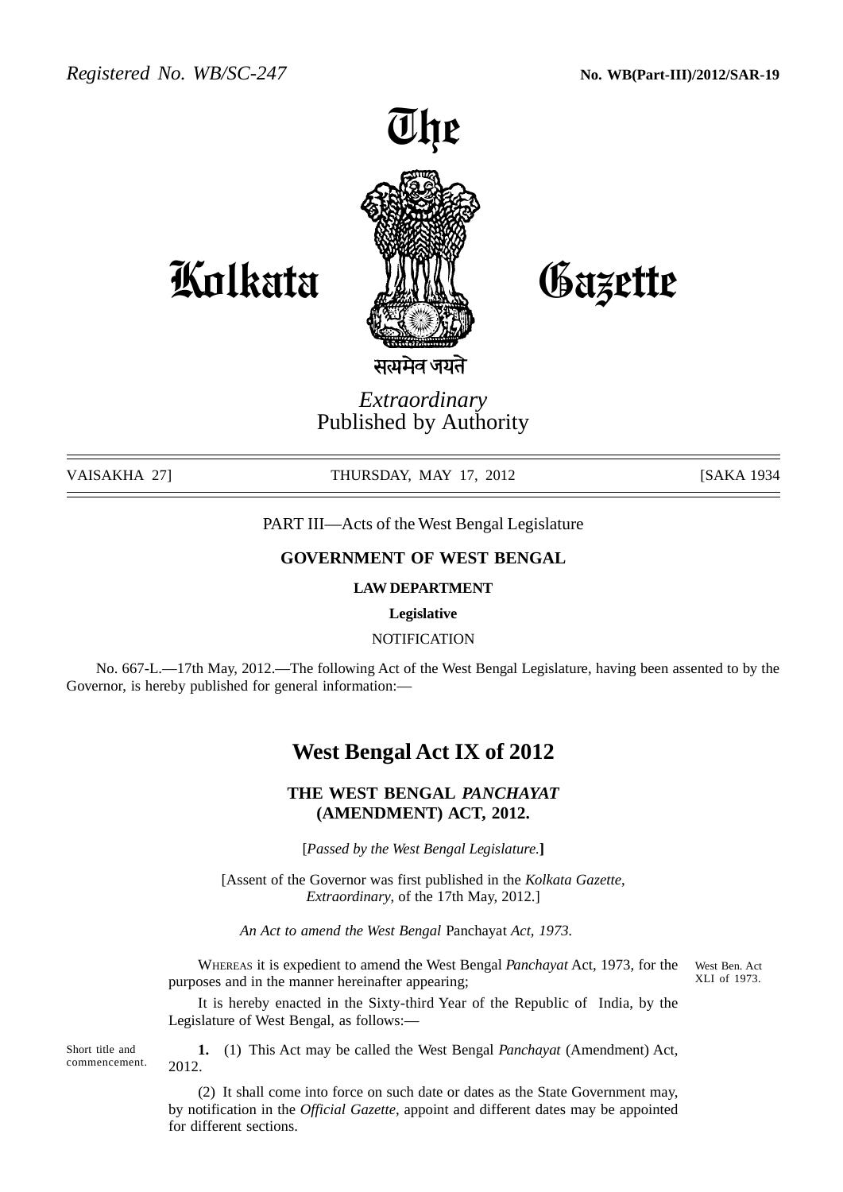*Registered No. WB/SC-247* **No. WB(Part-III)/2012/SAR-19**

# The Kolkata Gazette

सत्यमेव जयते

*Extraordinary*
Published by Authority

VAISAKHA 27] THURSDAY, MAY 17, 2012 [SAKA 1934

PART III—Acts of the West Bengal Legislature

**GOVERNMENT OF WEST BENGAL**

**LAW DEPARTMENT**

**Legislative**

NOTIFICATION

No. 667-L.—17th May, 2012.—The following Act of the West Bengal Legislature, having been assented to by the Governor, is hereby published for general information:—

## West Bengal Act IX of 2012

### THE WEST BENGAL *PANCHAYAT* (AMENDMENT) ACT, 2012.

[*Passed by the West Bengal Legislature.*]

[Assent of the Governor was first published in the *Kolkata Gazette*, *Extraordinary*, of the 17th May, 2012.]

*An Act to amend the West Bengal* Panchayat *Act, 1973.*

WHEREAS it is expedient to amend the West Bengal *Panchayat* Act, 1973, for the purposes and in the manner hereinafter appearing; (West Ben. Act XLI of 1973.)

It is hereby enacted in the Sixty-third Year of the Republic of India, by the Legislature of West Bengal, as follows:—

Short title and commencement.

**1.** (1) This Act may be called the West Bengal *Panchayat* (Amendment) Act, 2012.

(2) It shall come into force on such date or dates as the State Government may, by notification in the *Official Gazette*, appoint and different dates may be appointed for different sections.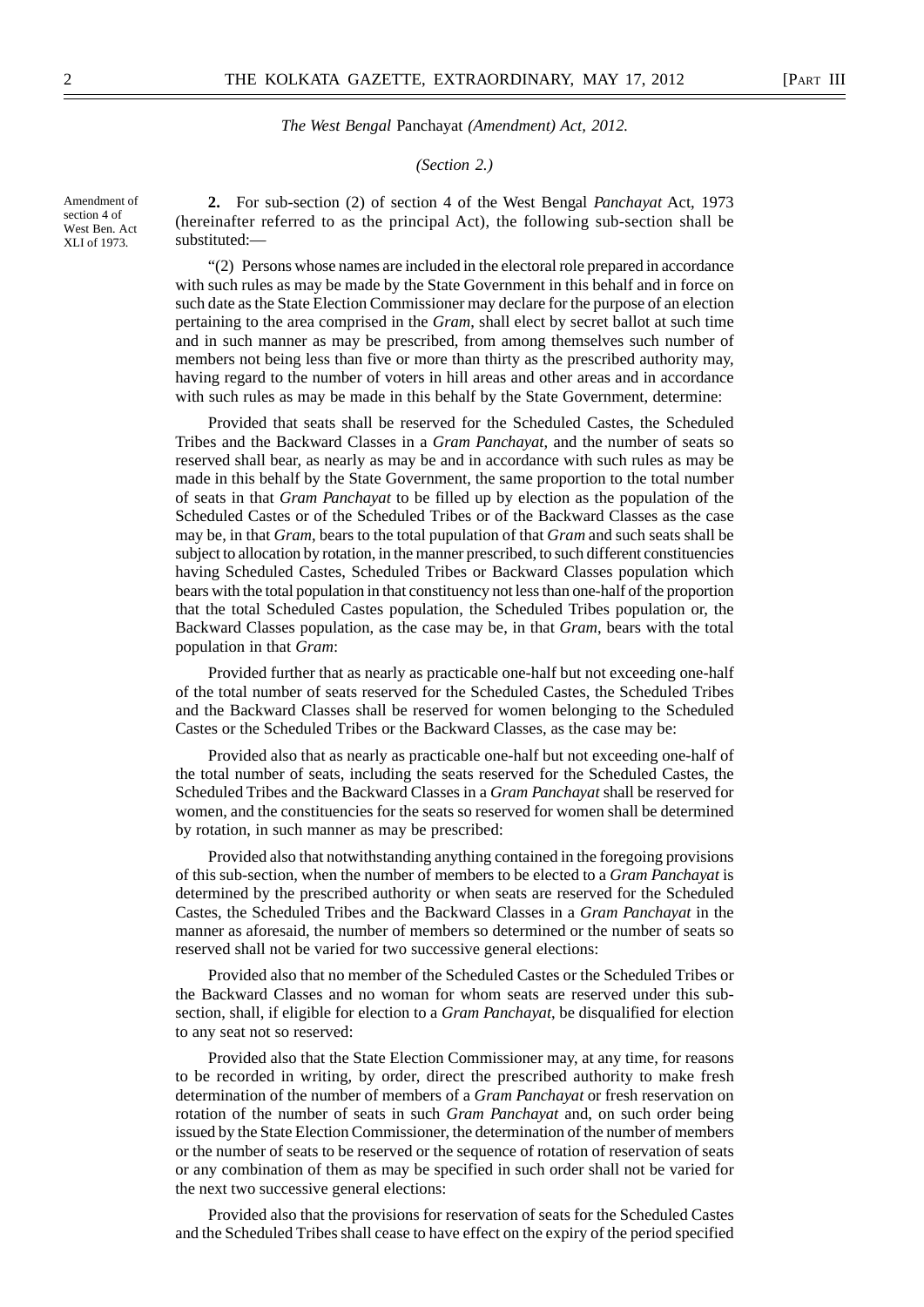*The West Bengal* Panchayat *(Amendment) Act, 2012.*

*(Section 2.)*

Amendment of section 4 of West Ben. Act XLI of 1973.

**2.** For sub-section (2) of section 4 of the West Bengal *Panchayat* Act, 1973 (hereinafter referred to as the principal Act), the following sub-section shall be substituted:—

"(2) Persons whose names are included in the electoral role prepared in accordance with such rules as may be made by the State Government in this behalf and in force on such date as the State Election Commissioner may declare for the purpose of an election pertaining to the area comprised in the *Gram*, shall elect by secret ballot at such time and in such manner as may be prescribed, from among themselves such number of members not being less than five or more than thirty as the prescribed authority may, having regard to the number of voters in hill areas and other areas and in accordance with such rules as may be made in this behalf by the State Government, determine:

Provided that seats shall be reserved for the Scheduled Castes, the Scheduled Tribes and the Backward Classes in a *Gram Panchayat*, and the number of seats so reserved shall bear, as nearly as may be and in accordance with such rules as may be made in this behalf by the State Government, the same proportion to the total number of seats in that *Gram Panchayat* to be filled up by election as the population of the Scheduled Castes or of the Scheduled Tribes or of the Backward Classes as the case may be, in that *Gram*, bears to the total pupulation of that *Gram* and such seats shall be subject to allocation by rotation, in the manner prescribed, to such different constituencies having Scheduled Castes, Scheduled Tribes or Backward Classes population which bears with the total population in that constituency not less than one-half of the proportion that the total Scheduled Castes population, the Scheduled Tribes population or, the Backward Classes population, as the case may be, in that *Gram*, bears with the total population in that *Gram*:

Provided further that as nearly as practicable one-half but not exceeding one-half of the total number of seats reserved for the Scheduled Castes, the Scheduled Tribes and the Backward Classes shall be reserved for women belonging to the Scheduled Castes or the Scheduled Tribes or the Backward Classes, as the case may be:

Provided also that as nearly as practicable one-half but not exceeding one-half of the total number of seats, including the seats reserved for the Scheduled Castes, the Scheduled Tribes and the Backward Classes in a *Gram Panchayat* shall be reserved for women, and the constituencies for the seats so reserved for women shall be determined by rotation, in such manner as may be prescribed:

Provided also that notwithstanding anything contained in the foregoing provisions of this sub-section, when the number of members to be elected to a *Gram Panchayat* is determined by the prescribed authority or when seats are reserved for the Scheduled Castes, the Scheduled Tribes and the Backward Classes in a *Gram Panchayat* in the manner as aforesaid, the number of members so determined or the number of seats so reserved shall not be varied for two successive general elections:

Provided also that no member of the Scheduled Castes or the Scheduled Tribes or the Backward Classes and no woman for whom seats are reserved under this sub-section, shall, if eligible for election to a *Gram Panchayat*, be disqualified for election to any seat not so reserved:

Provided also that the State Election Commissioner may, at any time, for reasons to be recorded in writing, by order, direct the prescribed authority to make fresh determination of the number of members of a *Gram Panchayat* or fresh reservation on rotation of the number of seats in such *Gram Panchayat* and, on such order being issued by the State Election Commissioner, the determination of the number of members or the number of seats to be reserved or the sequence of rotation of reservation of seats or any combination of them as may be specified in such order shall not be varied for the next two successive general elections:

Provided also that the provisions for reservation of seats for the Scheduled Castes and the Scheduled Tribes shall cease to have effect on the expiry of the period specified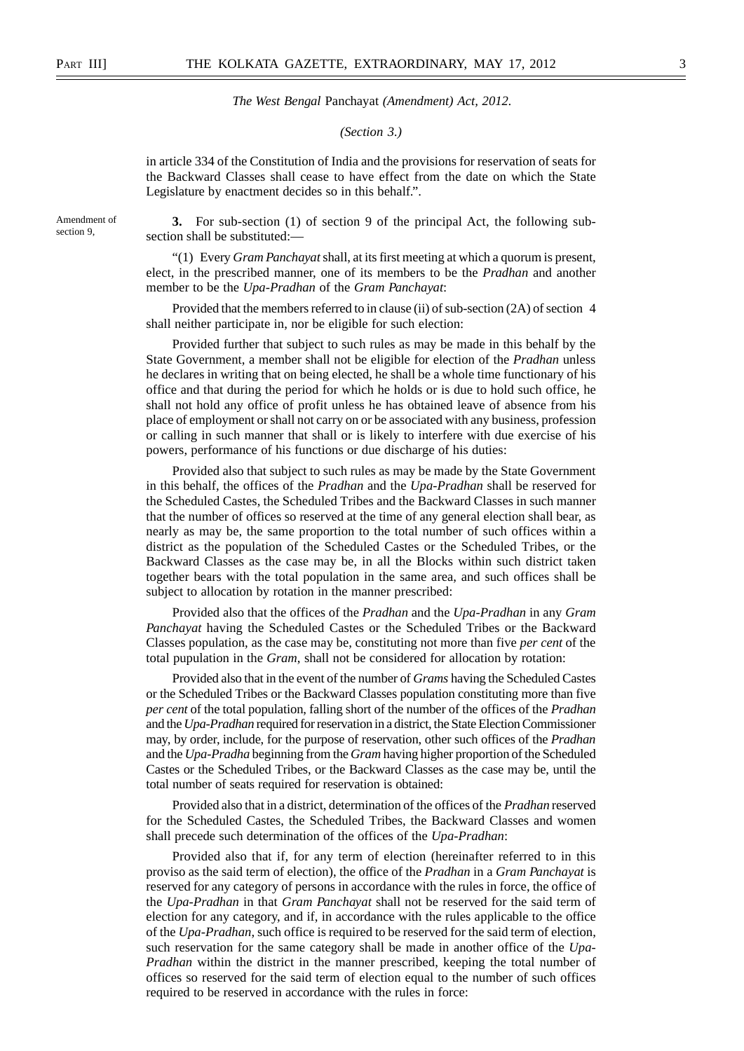*The West Bengal* Panchayat *(Amendment) Act, 2012.*

*(Section 3.)*

in article 334 of the Constitution of India and the provisions for reservation of seats for the Backward Classes shall cease to have effect from the date on which the State Legislature by enactment decides so in this behalf.".

Amendment of section 9,

**3.** For sub-section (1) of section 9 of the principal Act, the following sub-section shall be substituted:—

"(1) Every *Gram Panchayat* shall, at its first meeting at which a quorum is present, elect, in the prescribed manner, one of its members to be the *Pradhan* and another member to be the *Upa-Pradhan* of the *Gram Panchayat*:

Provided that the members referred to in clause (ii) of sub-section (2A) of section 4 shall neither participate in, nor be eligible for such election:

Provided further that subject to such rules as may be made in this behalf by the State Government, a member shall not be eligible for election of the *Pradhan* unless he declares in writing that on being elected, he shall be a whole time functionary of his office and that during the period for which he holds or is due to hold such office, he shall not hold any office of profit unless he has obtained leave of absence from his place of employment or shall not carry on or be associated with any business, profession or calling in such manner that shall or is likely to interfere with due exercise of his powers, performance of his functions or due discharge of his duties:

Provided also that subject to such rules as may be made by the State Government in this behalf, the offices of the *Pradhan* and the *Upa-Pradhan* shall be reserved for the Scheduled Castes, the Scheduled Tribes and the Backward Classes in such manner that the number of offices so reserved at the time of any general election shall bear, as nearly as may be, the same proportion to the total number of such offices within a district as the population of the Scheduled Castes or the Scheduled Tribes, or the Backward Classes as the case may be, in all the Blocks within such district taken together bears with the total population in the same area, and such offices shall be subject to allocation by rotation in the manner prescribed:

Provided also that the offices of the *Pradhan* and the *Upa-Pradhan* in any *Gram Panchayat* having the Scheduled Castes or the Scheduled Tribes or the Backward Classes population, as the case may be, constituting not more than five *per cent* of the total pupulation in the *Gram*, shall not be considered for allocation by rotation:

Provided also that in the event of the number of *Grams* having the Scheduled Castes or the Scheduled Tribes or the Backward Classes population constituting more than five *per cent* of the total population, falling short of the number of the offices of the *Pradhan* and the *Upa-Pradhan* required for reservation in a district, the State Election Commissioner may, by order, include, for the purpose of reservation, other such offices of the *Pradhan* and the *Upa-Pradha* beginning from the *Gram* having higher proportion of the Scheduled Castes or the Scheduled Tribes, or the Backward Classes as the case may be, until the total number of seats required for reservation is obtained:

Provided also that in a district, determination of the offices of the *Pradhan* reserved for the Scheduled Castes, the Scheduled Tribes, the Backward Classes and women shall precede such determination of the offices of the *Upa-Pradhan*:

Provided also that if, for any term of election (hereinafter referred to in this proviso as the said term of election), the office of the *Pradhan* in a *Gram Panchayat* is reserved for any category of persons in accordance with the rules in force, the office of the *Upa-Pradhan* in that *Gram Panchayat* shall not be reserved for the said term of election for any category, and if, in accordance with the rules applicable to the office of the *Upa-Pradhan,* such office is required to be reserved for the said term of election, such reservation for the same category shall be made in another office of the *Upa-Pradhan* within the district in the manner prescribed, keeping the total number of offices so reserved for the said term of election equal to the number of such offices required to be reserved in accordance with the rules in force: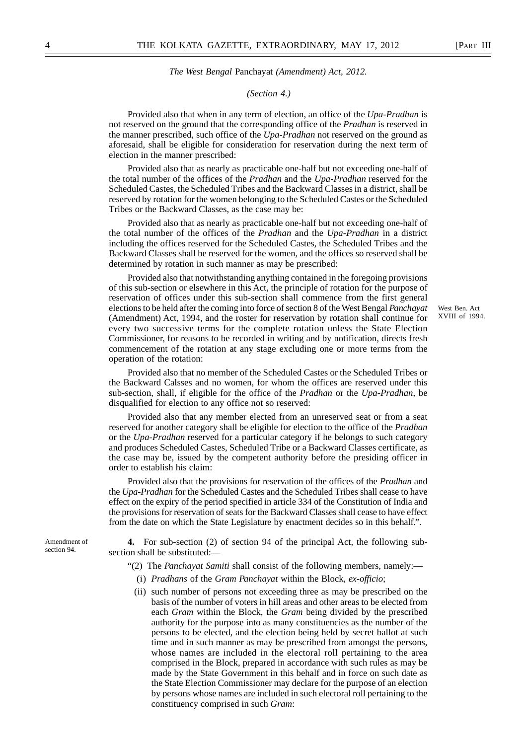*The West Bengal* Panchayat *(Amendment) Act, 2012.*

*(Section 4.)*

Provided also that when in any term of election, an office of the *Upa-Pradhan* is not reserved on the ground that the corresponding office of the *Pradhan* is reserved in the manner prescribed, such office of the *Upa-Pradhan* not reserved on the ground as aforesaid, shall be eligible for consideration for reservation during the next term of election in the manner prescribed:

Provided also that as nearly as practicable one-half but not exceeding one-half of the total number of the offices of the *Pradhan* and the *Upa-Pradhan* reserved for the Scheduled Castes, the Scheduled Tribes and the Backward Classes in a district, shall be reserved by rotation for the women belonging to the Scheduled Castes or the Scheduled Tribes or the Backward Classes, as the case may be:

Provided also that as nearly as practicable one-half but not exceeding one-half of the total number of the offices of the *Pradhan* and the *Upa-Pradhan* in a district including the offices reserved for the Scheduled Castes, the Scheduled Tribes and the Backward Classes shall be reserved for the women, and the offices so reserved shall be determined by rotation in such manner as may be prescribed:

Provided also that notwithstanding anything contained in the foregoing provisions of this sub-section or elsewhere in this Act, the principle of rotation for the purpose of reservation of offices under this sub-section shall commence from the first general elections to be held after the coming into force of section 8 of the West Bengal *Panchayat* (Amendment) Act, 1994, and the roster for reservation by rotation shall continue for every two successive terms for the complete rotation unless the State Election Commissioner, for reasons to be recorded in writing and by notification, directs fresh commencement of the rotation at any stage excluding one or more terms from the operation of the rotation:

West Ben. Act XVIII of 1994.

Provided also that no member of the Scheduled Castes or the Scheduled Tribes or the Backward Calsses and no women, for whom the offices are reserved under this sub-section, shall, if eligible for the office of the *Pradhan* or the *Upa-Pradhan*, be disqualified for election to any office not so reserved:

Provided also that any member elected from an unreserved seat or from a seat reserved for another category shall be eligible for election to the office of the *Pradhan* or the *Upa-Pradhan* reserved for a particular category if he belongs to such category and produces Scheduled Castes, Scheduled Tribe or a Backward Classes certificate, as the case may be, issued by the competent authority before the presiding officer in order to establish his claim:

Provided also that the provisions for reservation of the offices of the *Pradhan* and the *Upa-Pradhan* for the Scheduled Castes and the Scheduled Tribes shall cease to have effect on the expiry of the period specified in article 334 of the Constitution of India and the provisions for reservation of seats for the Backward Classes shall cease to have effect from the date on which the State Legislature by enactment decides so in this behalf.".

Amendment of section 94.

**4.** For sub-section (2) of section 94 of the principal Act, the following sub-section shall be substituted:—

"(2) The *Panchayat Samiti* shall consist of the following members, namely:—

(i) *Pradhans* of the *Gram Panchayat* within the Block, *ex-officio*;

(ii) such number of persons not exceeding three as may be prescribed on the basis of the number of voters in hill areas and other areas to be elected from each *Gram* within the Block, the *Gram* being divided by the prescribed authority for the purpose into as many constituencies as the number of the persons to be elected, and the election being held by secret ballot at such time and in such manner as may be prescribed from amongst the persons, whose names are included in the electoral roll pertaining to the area comprised in the Block, prepared in accordance with such rules as may be made by the State Government in this behalf and in force on such date as the State Election Commissioner may declare for the purpose of an election by persons whose names are included in such electoral roll pertaining to the constituency comprised in such *Gram*: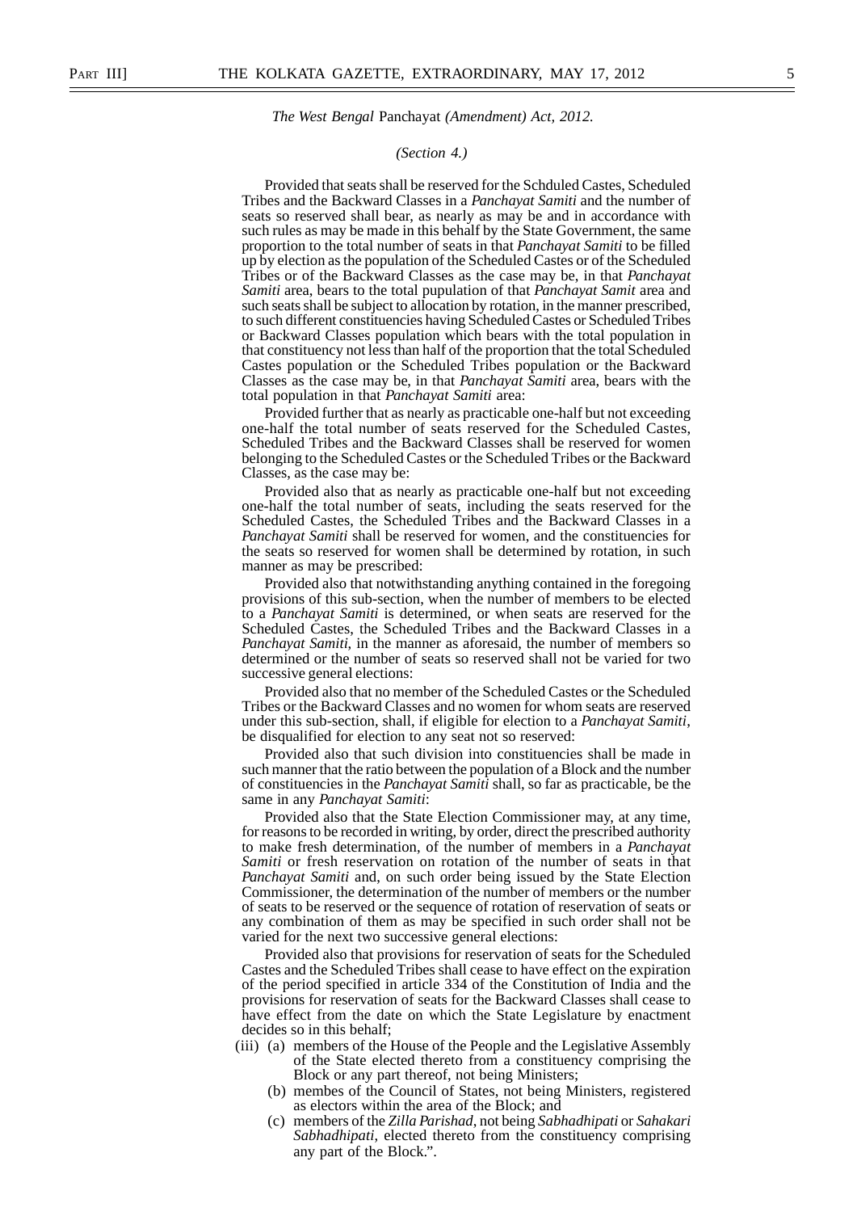*The West Bengal* Panchayat *(Amendment) Act, 2012.*

*(Section 4.)*

Provided that seats shall be reserved for the Schduled Castes, Scheduled Tribes and the Backward Classes in a *Panchayat Samiti* and the number of seats so reserved shall bear, as nearly as may be and in accordance with such rules as may be made in this behalf by the State Government, the same proportion to the total number of seats in that *Panchayat Samiti* to be filled up by election as the population of the Scheduled Castes or of the Scheduled Tribes or of the Backward Classes as the case may be, in that *Panchayat Samiti* area, bears to the total pupulation of that *Panchayat Samit* area and such seats shall be subject to allocation by rotation, in the manner prescribed, to such different constituencies having Scheduled Castes or Scheduled Tribes or Backward Classes population which bears with the total population in that constituency not less than half of the proportion that the total Scheduled Castes population or the Scheduled Tribes population or the Backward Classes as the case may be, in that *Panchayat Samiti* area, bears with the total population in that *Panchayat Samiti* area:

Provided further that as nearly as practicable one-half but not exceeding one-half the total number of seats reserved for the Scheduled Castes, Scheduled Tribes and the Backward Classes shall be reserved for women belonging to the Scheduled Castes or the Scheduled Tribes or the Backward Classes, as the case may be:

Provided also that as nearly as practicable one-half but not exceeding one-half the total number of seats, including the seats reserved for the Scheduled Castes, the Scheduled Tribes and the Backward Classes in a *Panchayat Samiti* shall be reserved for women, and the constituencies for the seats so reserved for women shall be determined by rotation, in such manner as may be prescribed:

Provided also that notwithstanding anything contained in the foregoing provisions of this sub-section, when the number of members to be elected to a *Panchayat Samiti* is determined, or when seats are reserved for the Scheduled Castes, the Scheduled Tribes and the Backward Classes in a *Panchayat Samiti*, in the manner as aforesaid, the number of members so determined or the number of seats so reserved shall not be varied for two successive general elections:

Provided also that no member of the Scheduled Castes or the Scheduled Tribes or the Backward Classes and no women for whom seats are reserved under this sub-section, shall, if eligible for election to a *Panchayat Samiti*, be disqualified for election to any seat not so reserved:

Provided also that such division into constituencies shall be made in such manner that the ratio between the population of a Block and the number of constituencies in the *Panchayat Samiti* shall, so far as practicable, be the same in any *Panchayat Samiti*:

Provided also that the State Election Commissioner may, at any time, for reasons to be recorded in writing, by order, direct the prescribed authority to make fresh determination, of the number of members in a *Panchayat Samiti* or fresh reservation on rotation of the number of seats in that *Panchayat Samiti* and, on such order being issued by the State Election Commissioner, the determination of the number of members or the number of seats to be reserved or the sequence of rotation of reservation of seats or any combination of them as may be specified in such order shall not be varied for the next two successive general elections:

Provided also that provisions for reservation of seats for the Scheduled Castes and the Scheduled Tribes shall cease to have effect on the expiration of the period specified in article 334 of the Constitution of India and the provisions for reservation of seats for the Backward Classes shall cease to have effect from the date on which the State Legislature by enactment decides so in this behalf;

(iii) (a) members of the House of the People and the Legislative Assembly of the State elected thereto from a constituency comprising the Block or any part thereof, not being Ministers;

(b) membes of the Council of States, not being Ministers, registered as electors within the area of the Block; and

(c) members of the *Zilla Parishad*, not being *Sabhadhipati* or *Sahakari Sabhadhipati*, elected thereto from the constituency comprising any part of the Block.".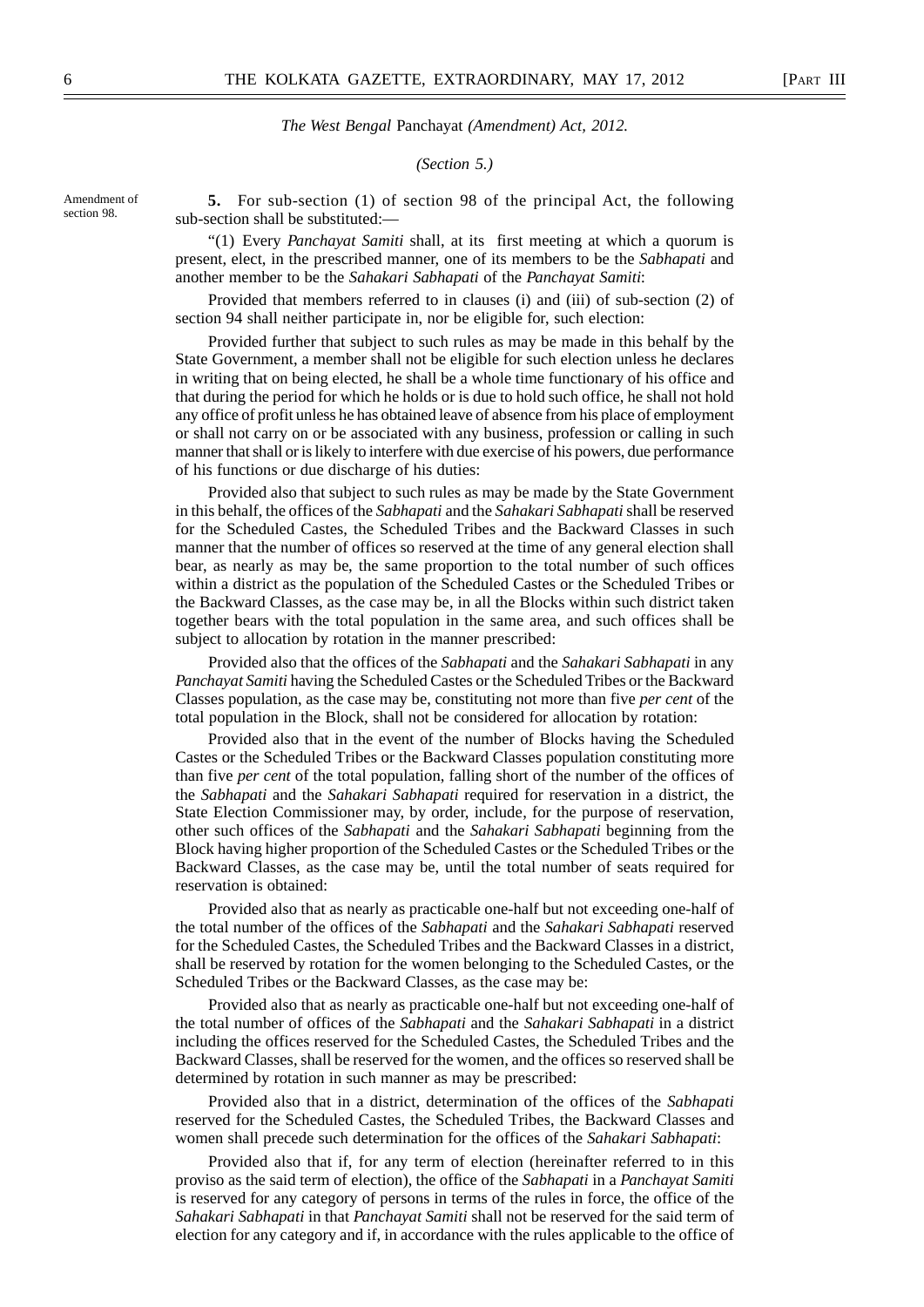*The West Bengal* Panchayat *(Amendment) Act, 2012.*

*(Section 5.)*

Amendment of section 98.

**5.** For sub-section (1) of section 98 of the principal Act, the following sub-section shall be substituted:—

"(1) Every *Panchayat Samiti* shall, at its first meeting at which a quorum is present, elect, in the prescribed manner, one of its members to be the *Sabhapati* and another member to be the *Sahakari Sabhapati* of the *Panchayat Samiti*:

Provided that members referred to in clauses (i) and (iii) of sub-section (2) of section 94 shall neither participate in, nor be eligible for, such election:

Provided further that subject to such rules as may be made in this behalf by the State Government, a member shall not be eligible for such election unless he declares in writing that on being elected, he shall be a whole time functionary of his office and that during the period for which he holds or is due to hold such office, he shall not hold any office of profit unless he has obtained leave of absence from his place of employment or shall not carry on or be associated with any business, profession or calling in such manner that shall or is likely to interfere with due exercise of his powers, due performance of his functions or due discharge of his duties:

Provided also that subject to such rules as may be made by the State Government in this behalf, the offices of the *Sabhapati* and the *Sahakari Sabhapati* shall be reserved for the Scheduled Castes, the Scheduled Tribes and the Backward Classes in such manner that the number of offices so reserved at the time of any general election shall bear, as nearly as may be, the same proportion to the total number of such offices within a district as the population of the Scheduled Castes or the Scheduled Tribes or the Backward Classes, as the case may be, in all the Blocks within such district taken together bears with the total population in the same area, and such offices shall be subject to allocation by rotation in the manner prescribed:

Provided also that the offices of the *Sabhapati* and the *Sahakari Sabhapati* in any *Panchayat Samiti* having the Scheduled Castes or the Scheduled Tribes or the Backward Classes population, as the case may be, constituting not more than five *per cent* of the total population in the Block, shall not be considered for allocation by rotation:

Provided also that in the event of the number of Blocks having the Scheduled Castes or the Scheduled Tribes or the Backward Classes population constituting more than five *per cent* of the total population, falling short of the number of the offices of the *Sabhapati* and the *Sahakari Sabhapati* required for reservation in a district, the State Election Commissioner may, by order, include, for the purpose of reservation, other such offices of the *Sabhapati* and the *Sahakari Sabhapati* beginning from the Block having higher proportion of the Scheduled Castes or the Scheduled Tribes or the Backward Classes, as the case may be, until the total number of seats required for reservation is obtained:

Provided also that as nearly as practicable one-half but not exceeding one-half of the total number of the offices of the *Sabhapati* and the *Sahakari Sabhapati* reserved for the Scheduled Castes, the Scheduled Tribes and the Backward Classes in a district, shall be reserved by rotation for the women belonging to the Scheduled Castes, or the Scheduled Tribes or the Backward Classes, as the case may be:

Provided also that as nearly as practicable one-half but not exceeding one-half of the total number of offices of the *Sabhapati* and the *Sahakari Sabhapati* in a district including the offices reserved for the Scheduled Castes, the Scheduled Tribes and the Backward Classes, shall be reserved for the women, and the offices so reserved shall be determined by rotation in such manner as may be prescribed:

Provided also that in a district, determination of the offices of the *Sabhapati* reserved for the Scheduled Castes, the Scheduled Tribes, the Backward Classes and women shall precede such determination for the offices of the *Sahakari Sabhapati*:

Provided also that if, for any term of election (hereinafter referred to in this proviso as the said term of election), the office of the *Sabhapati* in a *Panchayat Samiti* is reserved for any category of persons in terms of the rules in force, the office of the *Sahakari Sabhapati* in that *Panchayat Samiti* shall not be reserved for the said term of election for any category and if, in accordance with the rules applicable to the office of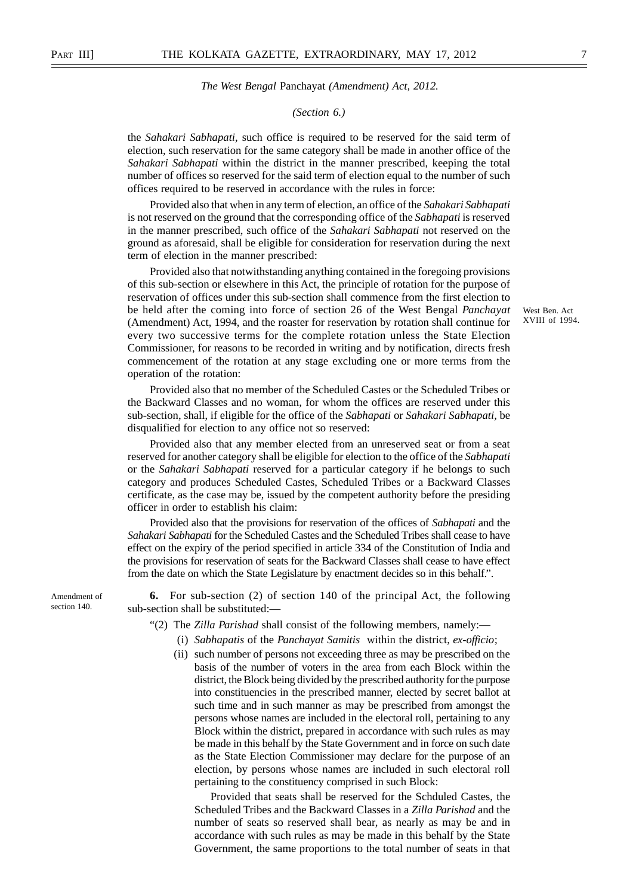*The West Bengal* Panchayat *(Amendment) Act, 2012.*

*(Section 6.)*

the *Sahakari Sabhapati,* such office is required to be reserved for the said term of election, such reservation for the same category shall be made in another office of the *Sahakari Sabhapati* within the district in the manner prescribed, keeping the total number of offices so reserved for the said term of election equal to the number of such offices required to be reserved in accordance with the rules in force:

Provided also that when in any term of election, an office of the *Sahakari Sabhapati* is not reserved on the ground that the corresponding office of the *Sabhapati* is reserved in the manner prescribed, such office of the *Sahakari Sabhapati* not reserved on the ground as aforesaid, shall be eligible for consideration for reservation during the next term of election in the manner prescribed:

Provided also that notwithstanding anything contained in the foregoing provisions of this sub-section or elsewhere in this Act, the principle of rotation for the purpose of reservation of offices under this sub-section shall commence from the first election to be held after the coming into force of section 26 of the West Bengal *Panchayat* (Amendment) Act, 1994, and the roaster for reservation by rotation shall continue for every two successive terms for the complete rotation unless the State Election Commissioner, for reasons to be recorded in writing and by notification, directs fresh commencement of the rotation at any stage excluding one or more terms from the operation of the rotation:

West Ben. Act XVIII of 1994.

Provided also that no member of the Scheduled Castes or the Scheduled Tribes or the Backward Classes and no woman, for whom the offices are reserved under this sub-section, shall, if eligible for the office of the *Sabhapati* or *Sahakari Sabhapati,* be disqualified for election to any office not so reserved:

Provided also that any member elected from an unreserved seat or from a seat reserved for another category shall be eligible for election to the office of the *Sabhapati* or the *Sahakari Sabhapati* reserved for a particular category if he belongs to such category and produces Scheduled Castes, Scheduled Tribes or a Backward Classes certificate, as the case may be, issued by the competent authority before the presiding officer in order to establish his claim:

Provided also that the provisions for reservation of the offices of *Sabhapati* and the *Sahakari Sabhapati* for the Scheduled Castes and the Scheduled Tribes shall cease to have effect on the expiry of the period specified in article 334 of the Constitution of India and the provisions for reservation of seats for the Backward Classes shall cease to have effect from the date on which the State Legislature by enactment decides so in this behalf.".

Amendment of section 140.

**6.** For sub-section (2) of section 140 of the principal Act, the following sub-section shall be substituted:—

"(2) The *Zilla Parishad* shall consist of the following members, namely:—

(i) *Sabhapatis* of the *Panchayat Samitis* within the district, *ex-officio*;

(ii) such number of persons not exceeding three as may be prescribed on the basis of the number of voters in the area from each Block within the district, the Block being divided by the prescribed authority for the purpose into constituencies in the prescribed manner, elected by secret ballot at such time and in such manner as may be prescribed from amongst the persons whose names are included in the electoral roll, pertaining to any Block within the district, prepared in accordance with such rules as may be made in this behalf by the State Government and in force on such date as the State Election Commissioner may declare for the purpose of an election, by persons whose names are included in such electoral roll pertaining to the constituency comprised in such Block:

Provided that seats shall be reserved for the Schduled Castes, the Scheduled Tribes and the Backward Classes in a *Zilla Parishad* and the number of seats so reserved shall bear, as nearly as may be and in accordance with such rules as may be made in this behalf by the State Government, the same proportions to the total number of seats in that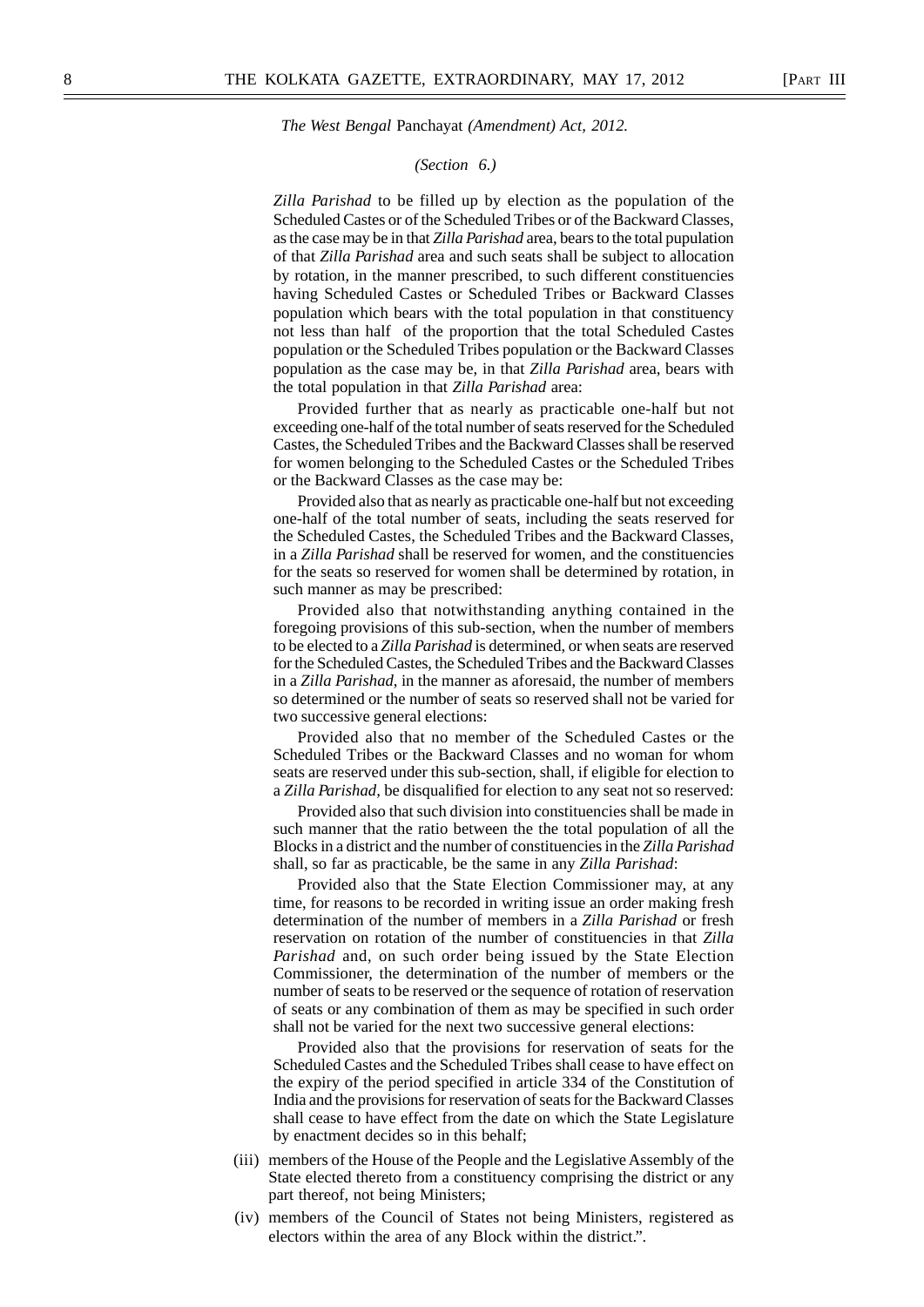*The West Bengal* Panchayat *(Amendment) Act, 2012.*

*(Section 6.)*

*Zilla Parishad* to be filled up by election as the population of the Scheduled Castes or of the Scheduled Tribes or of the Backward Classes, as the case may be in that *Zilla Parishad* area, bears to the total pupulation of that *Zilla Parishad* area and such seats shall be subject to allocation by rotation, in the manner prescribed, to such different constituencies having Scheduled Castes or Scheduled Tribes or Backward Classes population which bears with the total population in that constituency not less than half of the proportion that the total Scheduled Castes population or the Scheduled Tribes population or the Backward Classes population as the case may be, in that *Zilla Parishad* area, bears with the total population in that *Zilla Parishad* area:

Provided further that as nearly as practicable one-half but not exceeding one-half of the total number of seats reserved for the Scheduled Castes, the Scheduled Tribes and the Backward Classes shall be reserved for women belonging to the Scheduled Castes or the Scheduled Tribes or the Backward Classes as the case may be:

Provided also that as nearly as practicable one-half but not exceeding one-half of the total number of seats, including the seats reserved for the Scheduled Castes, the Scheduled Tribes and the Backward Classes, in a *Zilla Parishad* shall be reserved for women, and the constituencies for the seats so reserved for women shall be determined by rotation, in such manner as may be prescribed:

Provided also that notwithstanding anything contained in the foregoing provisions of this sub-section, when the number of members to be elected to a *Zilla Parishad* is determined, or when seats are reserved for the Scheduled Castes, the Scheduled Tribes and the Backward Classes in a *Zilla Parishad*, in the manner as aforesaid, the number of members so determined or the number of seats so reserved shall not be varied for two successive general elections:

Provided also that no member of the Scheduled Castes or the Scheduled Tribes or the Backward Classes and no woman for whom seats are reserved under this sub-section, shall, if eligible for election to a *Zilla Parishad,* be disqualified for election to any seat not so reserved:

Provided also that such division into constituencies shall be made in such manner that the ratio between the the total population of all the Blocks in a district and the number of constituencies in the *Zilla Parishad* shall, so far as practicable, be the same in any *Zilla Parishad*:

Provided also that the State Election Commissioner may, at any time, for reasons to be recorded in writing issue an order making fresh determination of the number of members in a *Zilla Parishad* or fresh reservation on rotation of the number of constituencies in that *Zilla Parishad* and, on such order being issued by the State Election Commissioner, the determination of the number of members or the number of seats to be reserved or the sequence of rotation of reservation of seats or any combination of them as may be specified in such order shall not be varied for the next two successive general elections:

Provided also that the provisions for reservation of seats for the Scheduled Castes and the Scheduled Tribes shall cease to have effect on the expiry of the period specified in article 334 of the Constitution of India and the provisions for reservation of seats for the Backward Classes shall cease to have effect from the date on which the State Legislature by enactment decides so in this behalf;

(iii) members of the House of the People and the Legislative Assembly of the State elected thereto from a constituency comprising the district or any part thereof, not being Ministers;

(iv) members of the Council of States not being Ministers, registered as electors within the area of any Block within the district.".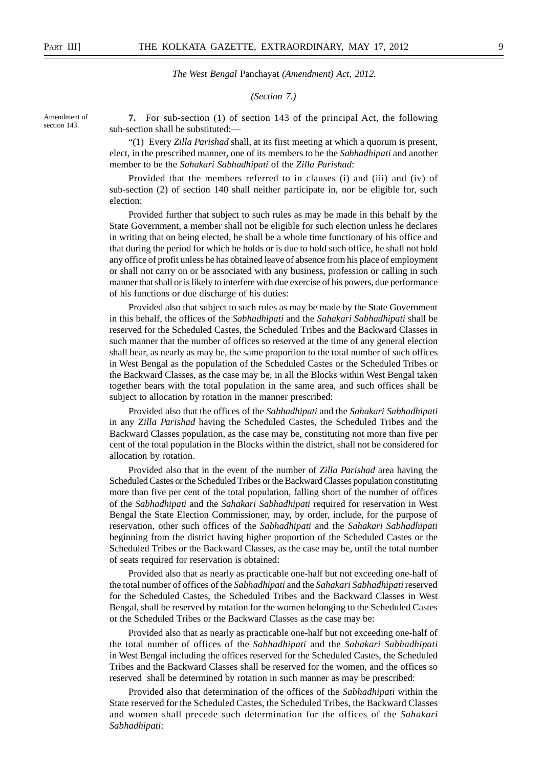*The West Bengal* Panchayat *(Amendment) Act, 2012.*

*(Section 7.)*

Amendment of section 143.

**7.** For sub-section (1) of section 143 of the principal Act, the following sub-section shall be substituted:—

"(1) Every *Zilla Parishad* shall, at its first meeting at which a quorum is present, elect, in the prescribed manner, one of its members to be the *Sabhadhipati* and another member to be the *Sahakari Sabhadhipati* of the *Zilla Parishad*:

Provided that the members referred to in clauses (i) and (iii) and (iv) of sub-section (2) of section 140 shall neither participate in, nor be eligible for, such election:

Provided further that subject to such rules as may be made in this behalf by the State Government, a member shall not be eligible for such election unless he declares in writing that on being elected, he shall be a whole time functionary of his office and that during the period for which he holds or is due to hold such office, he shall not hold any office of profit unless he has obtained leave of absence from his place of employment or shall not carry on or be associated with any business, profession or calling in such manner that shall or is likely to interfere with due exercise of his powers, due performance of his functions or due discharge of his duties:

Provided also that subject to such rules as may be made by the State Government in this behalf, the offices of the *Sabhadhipati* and the *Sahakari Sabhadhipati* shall be reserved for the Scheduled Castes, the Scheduled Tribes and the Backward Classes in such manner that the number of offices so reserved at the time of any general election shall bear, as nearly as may be, the same proportion to the total number of such offices in West Bengal as the population of the Scheduled Castes or the Scheduled Tribes or the Backward Classes, as the case may be, in all the Blocks within West Bengal taken together bears with the total population in the same area, and such offices shall be subject to allocation by rotation in the manner prescribed:

Provided also that the offices of the *Sabhadhipati* and the *Sahakari Sabhadhipati* in any *Zilla Parishad* having the Scheduled Castes, the Scheduled Tribes and the Backward Classes population, as the case may be, constituting not more than five per cent of the total population in the Blocks within the district, shall not be considered for allocation by rotation.

Provided also that in the event of the number of *Zilla Parishad* area having the Scheduled Castes or the Scheduled Tribes or the Backward Classes population constituting more than five per cent of the total population, falling short of the number of offices of the *Sabhadhipati* and the *Sahakari Sabhadhipati* required for reservation in West Bengal the State Election Commissioner, may, by order, include, for the purpose of reservation, other such offices of the *Sabhadhipati* and the *Sahakari Sabhadhipati* beginning from the district having higher proportion of the Scheduled Castes or the Scheduled Tribes or the Backward Classes, as the case may be, until the total number of seats required for reservation is obtained:

Provided also that as nearly as practicable one-half but not exceeding one-half of the total number of offices of the *Sabhadhipati* and the *Sahakari Sabhadhipati* reserved for the Scheduled Castes, the Scheduled Tribes and the Backward Classes in West Bengal, shall be reserved by rotation for the women belonging to the Scheduled Castes or the Scheduled Tribes or the Backward Classes as the case may be:

Provided also that as nearly as practicable one-half but not exceeding one-half of the total number of offices of the *Sabhadhipati* and the *Sahakari Sabhadhipati* in West Bengal including the offices reserved for the Scheduled Castes, the Scheduled Tribes and the Backward Classes shall be reserved for the women, and the offices so reserved shall be determined by rotation in such manner as may be prescribed:

Provided also that determination of the offices of the *Sabhadhipati* within the State reserved for the Scheduled Castes, the Scheduled Tribes, the Backward Classes and women shall precede such determination for the offices of the *Sahakari Sabhadhipati*: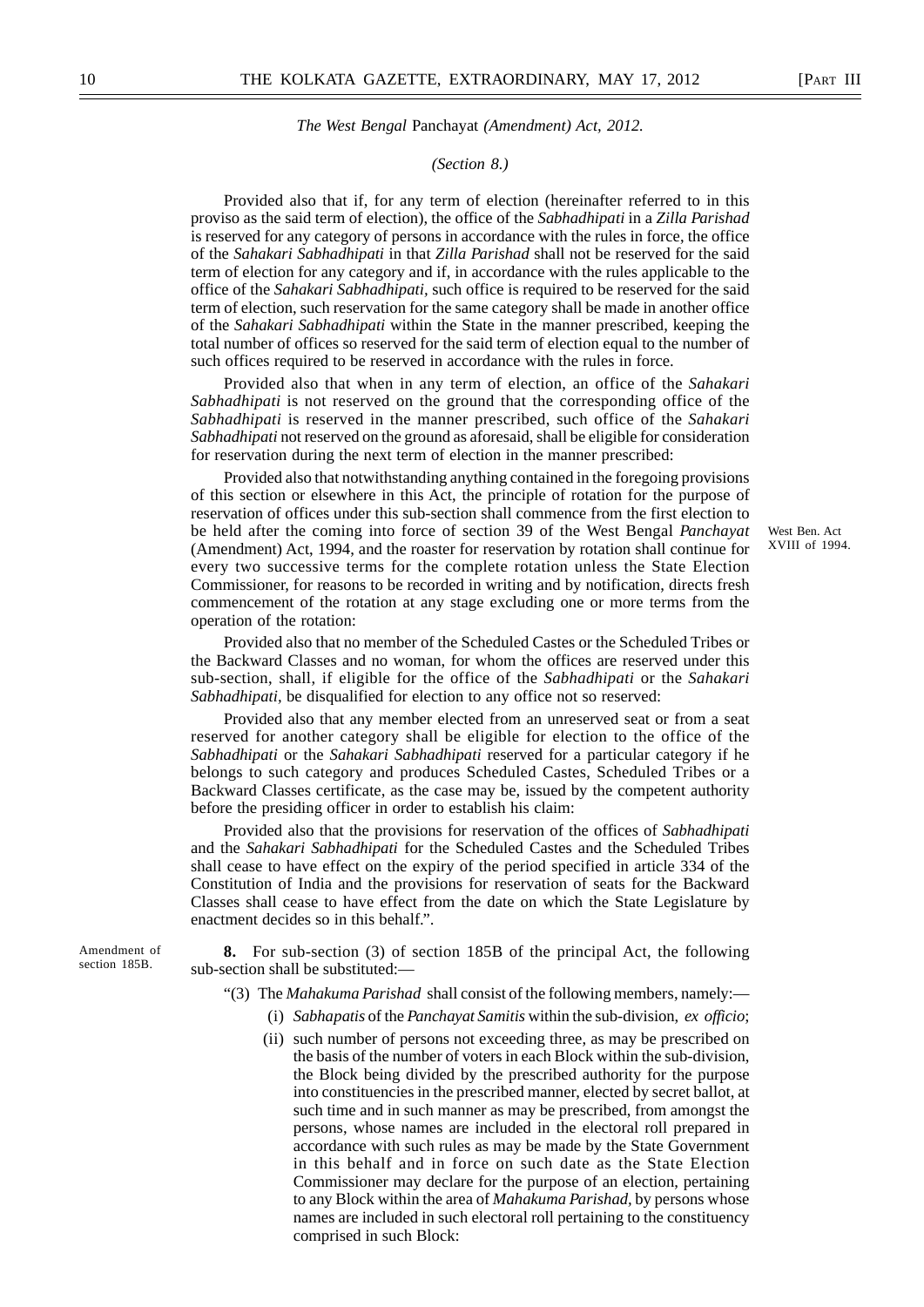*The West Bengal* Panchayat *(Amendment) Act, 2012.*

*(Section 8.)*

Provided also that if, for any term of election (hereinafter referred to in this proviso as the said term of election), the office of the *Sabhadhipati* in a *Zilla Parishad* is reserved for any category of persons in accordance with the rules in force, the office of the *Sahakari Sabhadhipati* in that *Zilla Parishad* shall not be reserved for the said term of election for any category and if, in accordance with the rules applicable to the office of the *Sahakari Sabhadhipati*, such office is required to be reserved for the said term of election, such reservation for the same category shall be made in another office of the *Sahakari Sabhadhipati* within the State in the manner prescribed, keeping the total number of offices so reserved for the said term of election equal to the number of such offices required to be reserved in accordance with the rules in force.

Provided also that when in any term of election, an office of the *Sahakari Sabhadhipati* is not reserved on the ground that the corresponding office of the *Sabhadhipati* is reserved in the manner prescribed, such office of the *Sahakari Sabhadhipati* not reserved on the ground as aforesaid, shall be eligible for consideration for reservation during the next term of election in the manner prescribed:

Provided also that notwithstanding anything contained in the foregoing provisions of this section or elsewhere in this Act, the principle of rotation for the purpose of reservation of offices under this sub-section shall commence from the first election to be held after the coming into force of section 39 of the West Bengal *Panchayat* (Amendment) Act, 1994, and the roaster for reservation by rotation shall continue for every two successive terms for the complete rotation unless the State Election Commissioner, for reasons to be recorded in writing and by notification, directs fresh commencement of the rotation at any stage excluding one or more terms from the operation of the rotation:

West Ben. Act XVIII of 1994.

Provided also that no member of the Scheduled Castes or the Scheduled Tribes or the Backward Classes and no woman, for whom the offices are reserved under this sub-section, shall, if eligible for the office of the *Sabhadhipati* or the *Sahakari Sabhadhipati,* be disqualified for election to any office not so reserved:

Provided also that any member elected from an unreserved seat or from a seat reserved for another category shall be eligible for election to the office of the *Sabhadhipati* or the *Sahakari Sabhadhipati* reserved for a particular category if he belongs to such category and produces Scheduled Castes, Scheduled Tribes or a Backward Classes certificate, as the case may be, issued by the competent authority before the presiding officer in order to establish his claim:

Provided also that the provisions for reservation of the offices of *Sabhadhipati* and the *Sahakari Sabhadhipati* for the Scheduled Castes and the Scheduled Tribes shall cease to have effect on the expiry of the period specified in article 334 of the Constitution of India and the provisions for reservation of seats for the Backward Classes shall cease to have effect from the date on which the State Legislature by enactment decides so in this behalf.".

Amendment of section 185B.

**8.** For sub-section (3) of section 185B of the principal Act, the following sub-section shall be substituted:—

"(3) The *Mahakuma Parishad* shall consist of the following members, namely:—

(i) *Sabhapatis* of the *Panchayat Samitis* within the sub-division, *ex officio*;

(ii) such number of persons not exceeding three, as may be prescribed on the basis of the number of voters in each Block within the sub-division, the Block being divided by the prescribed authority for the purpose into constituencies in the prescribed manner, elected by secret ballot, at such time and in such manner as may be prescribed, from amongst the persons, whose names are included in the electoral roll prepared in accordance with such rules as may be made by the State Government in this behalf and in force on such date as the State Election Commissioner may declare for the purpose of an election, pertaining to any Block within the area of *Mahakuma Parishad,* by persons whose names are included in such electoral roll pertaining to the constituency comprised in such Block: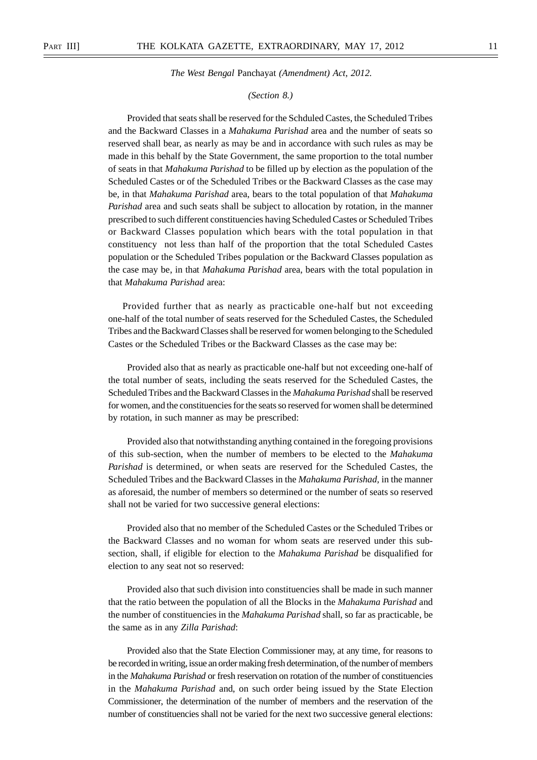*The West Bengal* Panchayat *(Amendment) Act, 2012.*

*(Section 8.)*

Provided that seats shall be reserved for the Schduled Castes, the Scheduled Tribes and the Backward Classes in a *Mahakuma Parishad* area and the number of seats so reserved shall bear, as nearly as may be and in accordance with such rules as may be made in this behalf by the State Government, the same proportion to the total number of seats in that *Mahakuma Parishad* to be filled up by election as the population of the Scheduled Castes or of the Scheduled Tribes or the Backward Classes as the case may be, in that *Mahakuma Parishad* area, bears to the total population of that *Mahakuma Parishad* area and such seats shall be subject to allocation by rotation, in the manner prescribed to such different constituencies having Scheduled Castes or Scheduled Tribes or Backward Classes population which bears with the total population in that constituency not less than half of the proportion that the total Scheduled Castes population or the Scheduled Tribes population or the Backward Classes population as the case may be, in that *Mahakuma Parishad* area, bears with the total population in that *Mahakuma Parishad* area:

Provided further that as nearly as practicable one-half but not exceeding one-half of the total number of seats reserved for the Scheduled Castes, the Scheduled Tribes and the Backward Classes shall be reserved for women belonging to the Scheduled Castes or the Scheduled Tribes or the Backward Classes as the case may be:

Provided also that as nearly as practicable one-half but not exceeding one-half of the total number of seats, including the seats reserved for the Scheduled Castes, the Scheduled Tribes and the Backward Classes in the *Mahakuma Parishad* shall be reserved for women, and the constituencies for the seats so reserved for women shall be determined by rotation, in such manner as may be prescribed:

Provided also that notwithstanding anything contained in the foregoing provisions of this sub-section, when the number of members to be elected to the *Mahakuma Parishad* is determined, or when seats are reserved for the Scheduled Castes, the Scheduled Tribes and the Backward Classes in the *Mahakuma Parishad*, in the manner as aforesaid, the number of members so determined or the number of seats so reserved shall not be varied for two successive general elections:

Provided also that no member of the Scheduled Castes or the Scheduled Tribes or the Backward Classes and no woman for whom seats are reserved under this sub-section, shall, if eligible for election to the *Mahakuma Parishad* be disqualified for election to any seat not so reserved:

Provided also that such division into constituencies shall be made in such manner that the ratio between the population of all the Blocks in the *Mahakuma Parishad* and the number of constituencies in the *Mahakuma Parishad* shall, so far as practicable, be the same as in any *Zilla Parishad*:

Provided also that the State Election Commissioner may, at any time, for reasons to be recorded in writing, issue an order making fresh determination, of the number of members in the *Mahakuma Parishad* or fresh reservation on rotation of the number of constituencies in the *Mahakuma Parishad* and, on such order being issued by the State Election Commissioner, the determination of the number of members and the reservation of the number of constituencies shall not be varied for the next two successive general elections: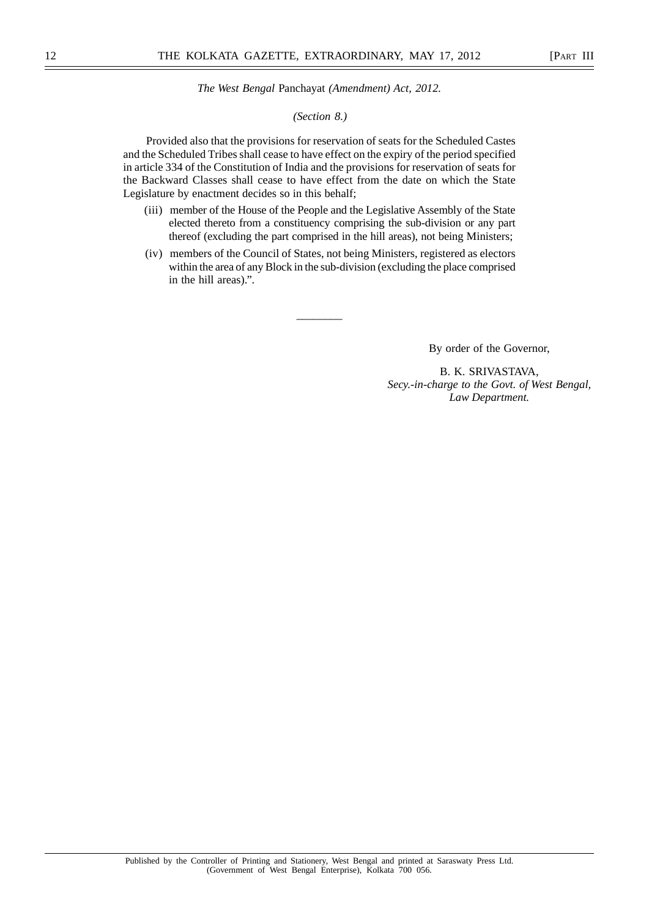*The West Bengal* Panchayat *(Amendment) Act, 2012.*

*(Section 8.)*

Provided also that the provisions for reservation of seats for the Scheduled Castes and the Scheduled Tribes shall cease to have effect on the expiry of the period specified in article 334 of the Constitution of India and the provisions for reservation of seats for the Backward Classes shall cease to have effect from the date on which the State Legislature by enactment decides so in this behalf;

(iii) member of the House of the People and the Legislative Assembly of the State elected thereto from a constituency comprising the sub-division or any part thereof (excluding the part comprised in the hill areas), not being Ministers;

(iv) members of the Council of States, not being Ministers, registered as electors within the area of any Block in the sub-division (excluding the place comprised in the hill areas).".

———

By order of the Governor,

B. K. SRIVASTAVA,
*Secy.-in-charge to the Govt. of West Bengal,*
*Law Department.*

Published by the Controller of Printing and Stationery, West Bengal and printed at Saraswaty Press Ltd. (Government of West Bengal Enterprise), Kolkata 700 056.